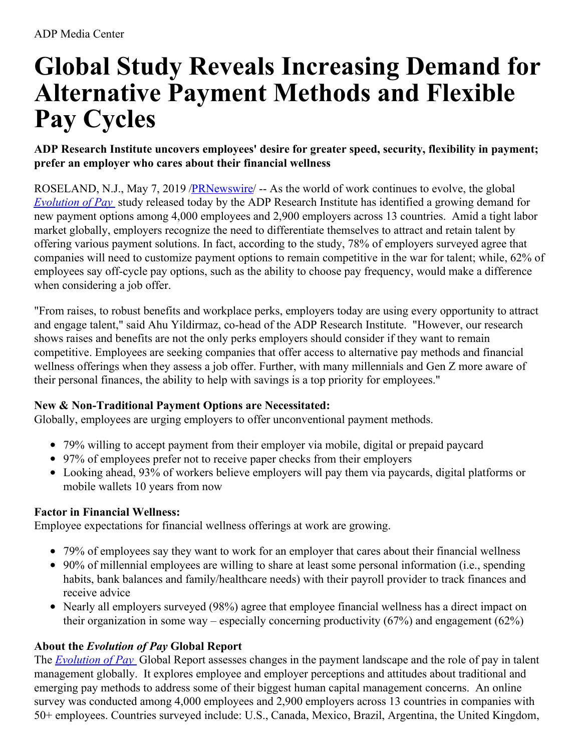ADP Media Center

# Global Study Reveals Increasing Demand for Alternative Payment Methods and Flexible Pay Cycles

**ADP Research Institute uncovers employees' desire for greater speed, security, flexibility in payment; prefer an employer who cares about their financial wellness**

ROSELAND, N.J., May 7, 2019 /PRNewswire/ -- As the world of work continues to evolve, the global *Evolution of Pay* study released today by the ADP Research Institute has identified a growing demand for new payment options among 4,000 employees and 2,900 employers across 13 countries. Amid a tight labor market globally, employers recognize the need to differentiate themselves to attract and retain talent by offering various payment solutions. In fact, according to the study, 78% of employers surveyed agree that companies will need to customize payment options to remain competitive in the war for talent; while, 62% of employees say off-cycle pay options, such as the ability to choose pay frequency, would make a difference when considering a job offer.

"From raises, to robust benefits and workplace perks, employers today are using every opportunity to attract and engage talent," said Ahu Yildirmaz, co-head of the ADP Research Institute. "However, our research shows raises and benefits are not the only perks employers should consider if they want to remain competitive. Employees are seeking companies that offer access to alternative pay methods and financial wellness offerings when they assess a job offer. Further, with many millennials and Gen Z more aware of their personal finances, the ability to help with savings is a top priority for employees."

### New & Non-Traditional Payment Options are Necessitated:

Globally, employees are urging employers to offer unconventional payment methods.

- 79% willing to accept payment from their employer via mobile, digital or prepaid paycard
- 97% of employees prefer not to receive paper checks from their employers
- Looking ahead, 93% of workers believe employers will pay them via paycards, digital platforms or mobile wallets 10 years from now

### Factor in Financial Wellness:

Employee expectations for financial wellness offerings at work are growing.

- 79% of employees say they want to work for an employer that cares about their financial wellness
- 90% of millennial employees are willing to share at least some personal information (i.e., spending habits, bank balances and family/healthcare needs) with their payroll provider to track finances and receive advice
- Nearly all employers surveyed (98%) agree that employee financial wellness has a direct impact on their organization in some way – especially concerning productivity (67%) and engagement (62%)

### About the *Evolution of Pay* Global Report

The *Evolution of Pay* Global Report assesses changes in the payment landscape and the role of pay in talent management globally. It explores employee and employer perceptions and attitudes about traditional and emerging pay methods to address some of their biggest human capital management concerns. An online survey was conducted among 4,000 employees and 2,900 employers across 13 countries in companies with 50+ employees. Countries surveyed include: U.S., Canada, Mexico, Brazil, Argentina, the United Kingdom,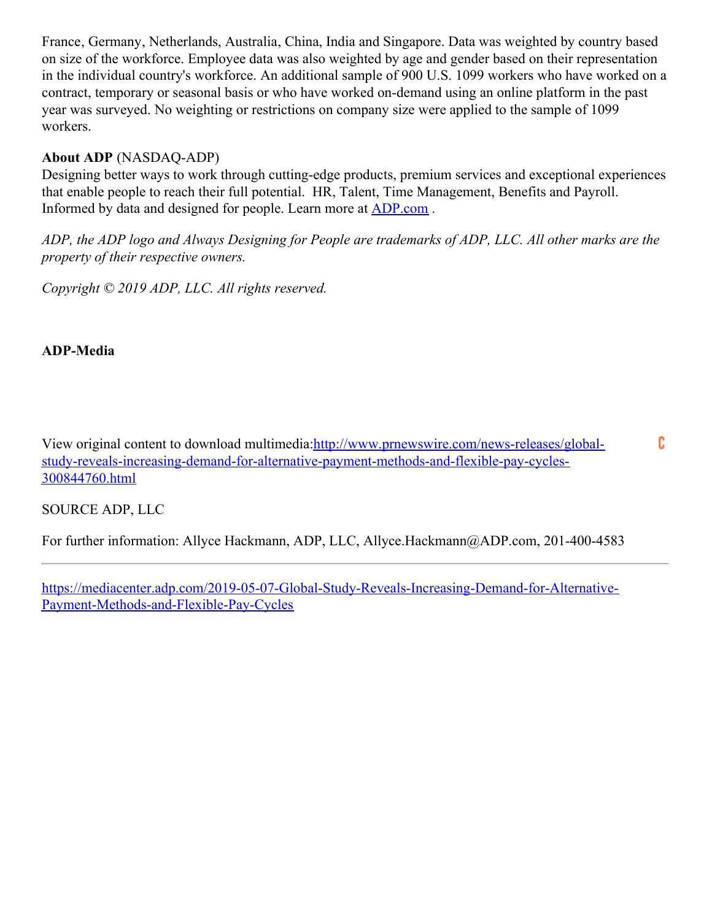France, Germany, Netherlands, Australia, China, India and Singapore. Data was weighted by country based on size of the workforce. Employee data was also weighted by age and gender based on their representation in the individual country's workforce. An additional sample of 900 U.S. 1099 workers who have worked on a contract, temporary or seasonal basis or who have worked on-demand using an online platform in the past year was surveyed. No weighting or restrictions on company size were applied to the sample of 1099 workers.

**About ADP** (NASDAQ-ADP)
Designing better ways to work through cutting-edge products, premium services and exceptional experiences that enable people to reach their full potential. HR, Talent, Time Management, Benefits and Payroll. Informed by data and designed for people. Learn more at [ADP.com](ADP.com) .

*ADP, the ADP logo and Always Designing for People are trademarks of ADP, LLC. All other marks are the property of their respective owners.*

*Copyright © 2019 ADP, LLC. All rights reserved.*

**ADP-Media**

View original content to download multimedia:[http://www.prnewswire.com/news-releases/global-study-reveals-increasing-demand-for-alternative-payment-methods-and-flexible-pay-cycles-300844760.html](http://www.prnewswire.com/news-releases/global-study-reveals-increasing-demand-for-alternative-payment-methods-and-flexible-pay-cycles-300844760.html)

SOURCE ADP, LLC

For further information: Allyce Hackmann, ADP, LLC, Allyce.Hackmann@ADP.com, 201-400-4583

---

[https://mediacenter.adp.com/2019-05-07-Global-Study-Reveals-Increasing-Demand-for-Alternative-Payment-Methods-and-Flexible-Pay-Cycles](https://mediacenter.adp.com/2019-05-07-Global-Study-Reveals-Increasing-Demand-for-Alternative-Payment-Methods-and-Flexible-Pay-Cycles)